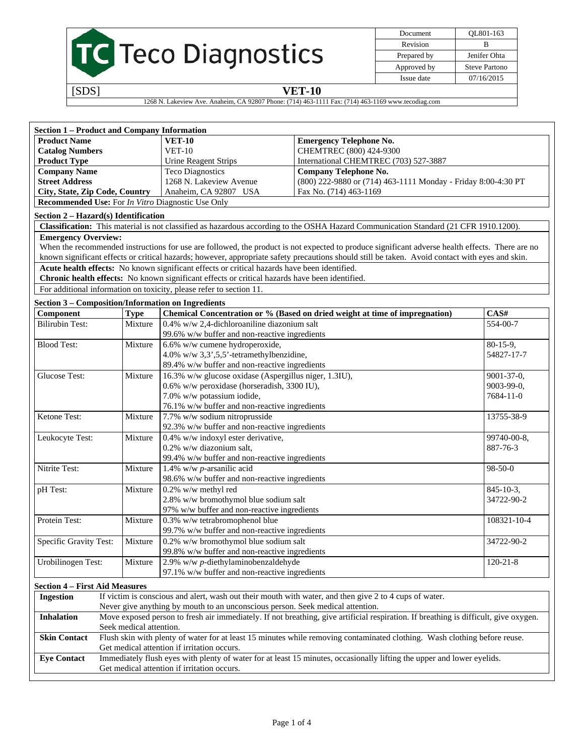# Teco Diagnostics

| Document | QL801-163 |
|---|---|
| Revision | B |
| Prepared by | Jenifer Ohta |
| Approved by | Steve Partono |
| Issue date | 07/16/2015 |

[SDS] **VET-10**

1268 N. Lakeview Ave. Anaheim, CA 92807 Phone: (714) 463-1111 Fax: (714) 463-1169 www.tecodiag.com

## Section 1 – Product and Company Information

| | | |
|---|---|---|
| **Product Name** | **VET-10** | **Emergency Telephone No.** |
| **Catalog Numbers** | VET-10 | CHEMTREC (800) 424-9300 |
| **Product Type** | Urine Reagent Strips | International CHEMTREC (703) 527-3887 |
| **Company Name** | Teco Diagnostics | **Company Telephone No.** |
| **Street Address** | 1268 N. Lakeview Avenue | (800) 222-9880 or (714) 463-1111 Monday - Friday 8:00-4:30 PT |
| **City, State, Zip Code, Country** | Anaheim, CA 92807 USA | Fax No. (714) 463-1169 |

**Recommended Use:** For *In Vitro* Diagnostic Use Only

## Section 2 – Hazard(s) Identification

**Classification:** This material is not classified as hazardous according to the OSHA Hazard Communication Standard (21 CFR 1910.1200).

**Emergency Overview:**
When the recommended instructions for use are followed, the product is not expected to produce significant adverse health effects. There are no known significant effects or critical hazards; however, appropriate safety precautions should still be taken. Avoid contact with eyes and skin.

**Acute health effects:** No known significant effects or critical hazards have been identified.

**Chronic health effects:** No known significant effects or critical hazards have been identified.

For additional information on toxicity, please refer to section 11.

## Section 3 – Composition/Information on Ingredients

| Component | Type | Chemical Concentration or % (Based on dried weight at time of impregnation) | CAS# |
|---|---|---|---|
| Bilirubin Test: | Mixture | 0.4% w/w 2,4-dichloroaniline diazonium salt<br>99.6% w/w buffer and non-reactive ingredients | 554-00-7 |
| Blood Test: | Mixture | 6.6% w/w cumene hydroperoxide,<br>4.0% w/w 3,3',5,5'-tetramethylbenzidine,<br>89.4% w/w buffer and non-reactive ingredients | 80-15-9,<br>54827-17-7 |
| Glucose Test: | Mixture | 16.3% w/w glucose oxidase (Aspergillus niger, 1.3IU),<br>0.6% w/w peroxidase (horseradish, 3300 IU),<br>7.0% w/w potassium iodide,<br>76.1% w/w buffer and non-reactive ingredients | 9001-37-0,<br>9003-99-0,<br>7684-11-0 |
| Ketone Test: | Mixture | 7.7% w/w sodium nitroprusside<br>92.3% w/w buffer and non-reactive ingredients | 13755-38-9 |
| Leukocyte Test: | Mixture | 0.4% w/w indoxyl ester derivative,<br>0.2% w/w diazonium salt,<br>99.4% w/w buffer and non-reactive ingredients | 99740-00-8,<br>887-76-3 |
| Nitrite Test: | Mixture | 1.4% w/w *p*-arsanilic acid<br>98.6% w/w buffer and non-reactive ingredients | 98-50-0 |
| pH Test: | Mixture | 0.2% w/w methyl red<br>2.8% w/w bromothymol blue sodium salt<br>97% w/w buffer and non-reactive ingredients | 845-10-3,<br>34722-90-2 |
| Protein Test: | Mixture | 0.3% w/w tetrabromophenol blue<br>99.7% w/w buffer and non-reactive ingredients | 108321-10-4 |
| Specific Gravity Test: | Mixture | 0.2% w/w bromothymol blue sodium salt<br>99.8% w/w buffer and non-reactive ingredients | 34722-90-2 |
| Urobilinogen Test: | Mixture | 2.9% w/w *p*-diethylaminobenzaldehyde<br>97.1% w/w buffer and non-reactive ingredients | 120-21-8 |

## Section 4 – First Aid Measures

| | |
|---|---|
| **Ingestion** | If victim is conscious and alert, wash out their mouth with water, and then give 2 to 4 cups of water. Never give anything by mouth to an unconscious person. Seek medical attention. |
| **Inhalation** | Move exposed person to fresh air immediately. If not breathing, give artificial respiration. If breathing is difficult, give oxygen. Seek medical attention. |
| **Skin Contact** | Flush skin with plenty of water for at least 15 minutes while removing contaminated clothing. Wash clothing before reuse. Get medical attention if irritation occurs. |
| **Eye Contact** | Immediately flush eyes with plenty of water for at least 15 minutes, occasionally lifting the upper and lower eyelids. Get medical attention if irritation occurs. |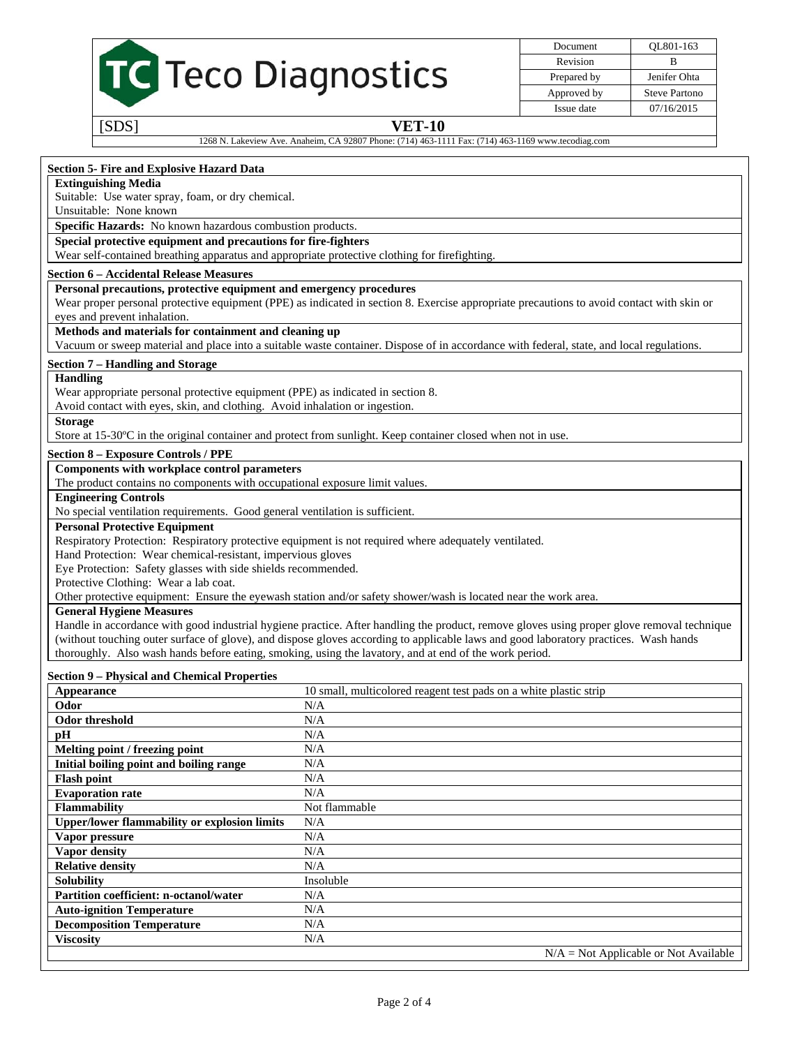## Section 5- Fire and Explosive Hazard Data

**Extinguishing Media**

Suitable: Use water spray, foam, or dry chemical.

Unsuitable: None known

**Specific Hazards:** No known hazardous combustion products.

**Special protective equipment and precautions for fire-fighters**

Wear self-contained breathing apparatus and appropriate protective clothing for firefighting.

## Section 6 – Accidental Release Measures

**Personal precautions, protective equipment and emergency procedures**

Wear proper personal protective equipment (PPE) as indicated in section 8. Exercise appropriate precautions to avoid contact with skin or eyes and prevent inhalation.

**Methods and materials for containment and cleaning up**

Vacuum or sweep material and place into a suitable waste container. Dispose of in accordance with federal, state, and local regulations.

## Section 7 – Handling and Storage

**Handling**

Wear appropriate personal protective equipment (PPE) as indicated in section 8.

Avoid contact with eyes, skin, and clothing. Avoid inhalation or ingestion.

**Storage**

Store at 15-30ºC in the original container and protect from sunlight. Keep container closed when not in use.

## Section 8 – Exposure Controls / PPE

**Components with workplace control parameters**

The product contains no components with occupational exposure limit values.

**Engineering Controls**

No special ventilation requirements. Good general ventilation is sufficient.

**Personal Protective Equipment**

Respiratory Protection: Respiratory protective equipment is not required where adequately ventilated.

Hand Protection: Wear chemical-resistant, impervious gloves

Eye Protection: Safety glasses with side shields recommended.

Protective Clothing: Wear a lab coat.

Other protective equipment: Ensure the eyewash station and/or safety shower/wash is located near the work area.

**General Hygiene Measures**

Handle in accordance with good industrial hygiene practice. After handling the product, remove gloves using proper glove removal technique (without touching outer surface of glove), and dispose gloves according to applicable laws and good laboratory practices. Wash hands thoroughly. Also wash hands before eating, smoking, using the lavatory, and at end of the work period.

## Section 9 – Physical and Chemical Properties

| Property | Value |
|---|---|
| **Appearance** | 10 small, multicolored reagent test pads on a white plastic strip |
| **Odor** | N/A |
| **Odor threshold** | N/A |
| **pH** | N/A |
| **Melting point / freezing point** | N/A |
| **Initial boiling point and boiling range** | N/A |
| **Flash point** | N/A |
| **Evaporation rate** | N/A |
| **Flammability** | Not flammable |
| **Upper/lower flammability or explosion limits** | N/A |
| **Vapor pressure** | N/A |
| **Vapor density** | N/A |
| **Relative density** | N/A |
| **Solubility** | Insoluble |
| **Partition coefficient: n-octanol/water** | N/A |
| **Auto-ignition Temperature** | N/A |
| **Decomposition Temperature** | N/A |
| **Viscosity** | N/A |

N/A = Not Applicable or Not Available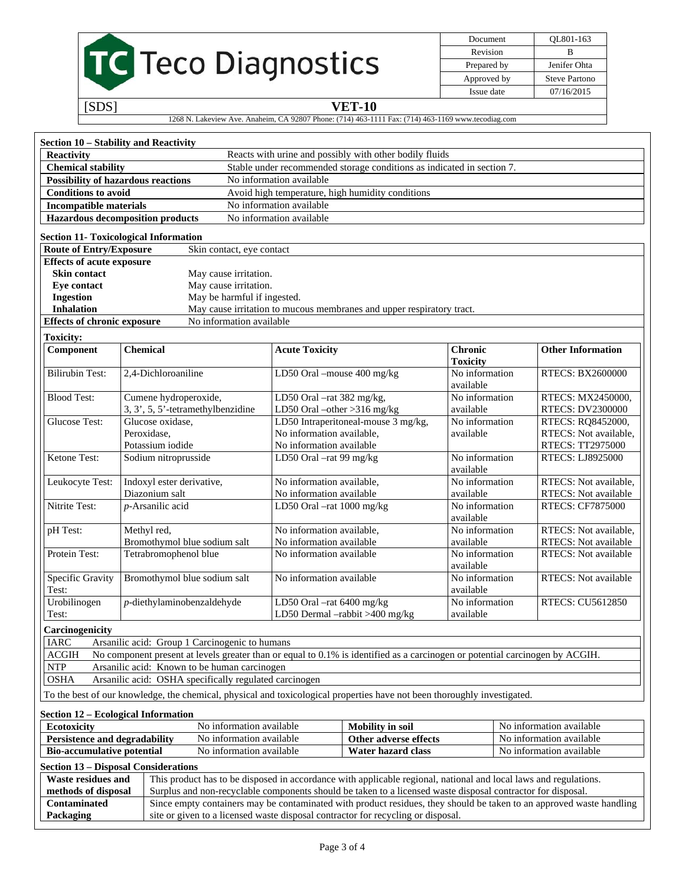## Section 10 – Stability and Reactivity

| | |
|---|---|
| **Reactivity** | Reacts with urine and possibly with other bodily fluids |
| **Chemical stability** | Stable under recommended storage conditions as indicated in section 7. |
| **Possibility of hazardous reactions** | No information available |
| **Conditions to avoid** | Avoid high temperature, high humidity conditions |
| **Incompatible materials** | No information available |
| **Hazardous decomposition products** | No information available |

## Section 11- Toxicological Information

| | |
|---|---|
| **Route of Entry/Exposure** | Skin contact, eye contact |
| **Effects of acute exposure** | |
| **Skin contact** | May cause irritation. |
| **Eye contact** | May cause irritation. |
| **Ingestion** | May be harmful if ingested. |
| **Inhalation** | May cause irritation to mucous membranes and upper respiratory tract. |
| **Effects of chronic exposure** | No information available |

**Toxicity:**

| Component | Chemical | Acute Toxicity | Chronic Toxicity | Other Information |
|---|---|---|---|---|
| Bilirubin Test: | 2,4-Dichloroaniline | LD50 Oral –mouse 400 mg/kg | No information available | RTECS: BX2600000 |
| Blood Test: | Cumene hydroperoxide, 3, 3', 5, 5'-tetramethylbenzidine | LD50 Oral –rat 382 mg/kg, LD50 Oral –other >316 mg/kg | No information available | RTECS: MX2450000, RTECS: DV2300000 |
| Glucose Test: | Glucose oxidase, Peroxidase, Potassium iodide | LD50 Intraperitoneal-mouse 3 mg/kg, No information available, No information available | No information available | RTECS: RQ8452000, RTECS: Not available, RTECS: TT2975000 |
| Ketone Test: | Sodium nitroprusside | LD50 Oral –rat 99 mg/kg | No information available | RTECS: LJ8925000 |
| Leukocyte Test: | Indoxyl ester derivative, Diazonium salt | No information available, No information available | No information available | RTECS: Not available, RTECS: Not available |
| Nitrite Test: | *p*-Arsanilic acid | LD50 Oral –rat 1000 mg/kg | No information available | RTECS: CF7875000 |
| pH Test: | Methyl red, Bromothymol blue sodium salt | No information available, No information available | No information available | RTECS: Not available, RTECS: Not available |
| Protein Test: | Tetrabromophenol blue | No information available | No information available | RTECS: Not available |
| Specific Gravity Test: | Bromothymol blue sodium salt | No information available | No information available | RTECS: Not available |
| Urobilinogen Test: | *p*-diethylaminobenzaldehyde | LD50 Oral –rat 6400 mg/kg LD50 Dermal –rabbit >400 mg/kg | No information available | RTECS: CU5612850 |

**Carcinogenicity**

| | |
|---|---|
| IARC | Arsanilic acid: Group 1 Carcinogenic to humans |
| ACGIH | No component present at levels greater than or equal to 0.1% is identified as a carcinogen or potential carcinogen by ACGIH. |
| NTP | Arsanilic acid: Known to be human carcinogen |
| OSHA | Arsanilic acid: OSHA specifically regulated carcinogen |

To the best of our knowledge, the chemical, physical and toxicological properties have not been thoroughly investigated.

## Section 12 – Ecological Information

| | | | |
|---|---|---|---|
| **Ecotoxicity** | No information available | **Mobility in soil** | No information available |
| **Persistence and degradability** | No information available | **Other adverse effects** | No information available |
| **Bio-accumulative potential** | No information available | **Water hazard class** | No information available |

## Section 13 – Disposal Considerations

| | |
|---|---|
| **Waste residues and methods of disposal** | This product has to be disposed in accordance with applicable regional, national and local laws and regulations. Surplus and non-recyclable components should be taken to a licensed waste disposal contractor for disposal. |
| **Contaminated Packaging** | Since empty containers may be contaminated with product residues, they should be taken to an approved waste handling site or given to a licensed waste disposal contractor for recycling or disposal. |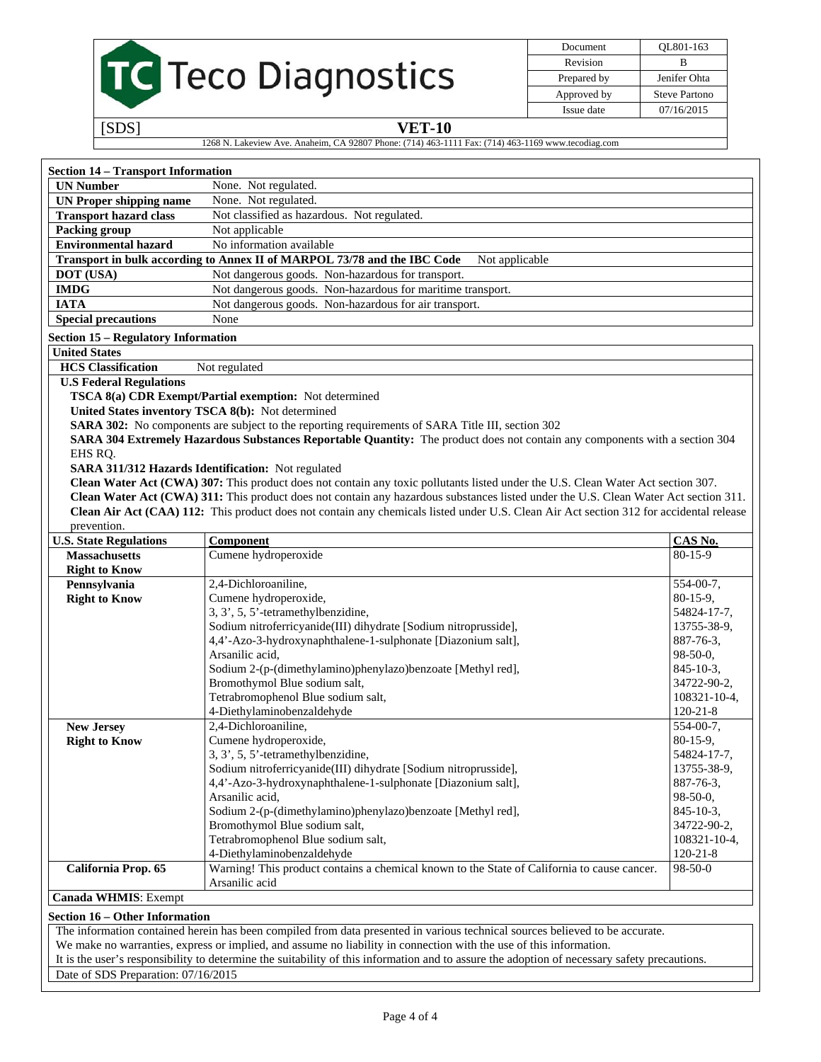## Section 14 – Transport Information

| | |
|---|---|
| **UN Number** | None. Not regulated. |
| **UN Proper shipping name** | None. Not regulated. |
| **Transport hazard class** | Not classified as hazardous. Not regulated. |
| **Packing group** | Not applicable |
| **Environmental hazard** | No information available |
| **Transport in bulk according to Annex II of MARPOL 73/78 and the IBC Code** | Not applicable |
| **DOT (USA)** | Not dangerous goods. Non-hazardous for transport. |
| **IMDG** | Not dangerous goods. Non-hazardous for maritime transport. |
| **IATA** | Not dangerous goods. Non-hazardous for air transport. |
| **Special precautions** | None |

## Section 15 – Regulatory Information

**United States**

**HCS Classification** Not regulated

**U.S Federal Regulations**

**TSCA 8(a) CDR Exempt/Partial exemption:** Not determined

**United States inventory TSCA 8(b):** Not determined

**SARA 302:** No components are subject to the reporting requirements of SARA Title III, section 302

**SARA 304 Extremely Hazardous Substances Reportable Quantity:** The product does not contain any components with a section 304 EHS RQ.

**SARA 311/312 Hazards Identification:** Not regulated

**Clean Water Act (CWA) 307:** This product does not contain any toxic pollutants listed under the U.S. Clean Water Act section 307.

**Clean Water Act (CWA) 311:** This product does not contain any hazardous substances listed under the U.S. Clean Water Act section 311.

**Clean Air Act (CAA) 112:** This product does not contain any chemicals listed under U.S. Clean Air Act section 312 for accidental release prevention.

| U.S. State Regulations | Component | CAS No. |
|---|---|---|
| **Massachusetts Right to Know** | Cumene hydroperoxide | 80-15-9 |
| **Pennsylvania Right to Know** | 2,4-Dichloroaniline,<br>Cumene hydroperoxide,<br>3, 3', 5, 5'-tetramethylbenzidine,<br>Sodium nitroferricyanide(III) dihydrate [Sodium nitroprusside],<br>4,4'-Azo-3-hydroxynaphthalene-1-sulphonate [Diazonium salt],<br>Arsanilic acid,<br>Sodium 2-(p-(dimethylamino)phenylazo)benzoate [Methyl red],<br>Bromothymol Blue sodium salt,<br>Tetrabromophenol Blue sodium salt,<br>4-Diethylaminobenzaldehyde | 554-00-7,<br>80-15-9,<br>54824-17-7,<br>13755-38-9,<br>887-76-3,<br>98-50-0,<br>845-10-3,<br>34722-90-2,<br>108321-10-4,<br>120-21-8 |
| **New Jersey Right to Know** | 2,4-Dichloroaniline,<br>Cumene hydroperoxide,<br>3, 3', 5, 5'-tetramethylbenzidine,<br>Sodium nitroferricyanide(III) dihydrate [Sodium nitroprusside],<br>4,4'-Azo-3-hydroxynaphthalene-1-sulphonate [Diazonium salt],<br>Arsanilic acid,<br>Sodium 2-(p-(dimethylamino)phenylazo)benzoate [Methyl red],<br>Bromothymol Blue sodium salt,<br>Tetrabromophenol Blue sodium salt,<br>4-Diethylaminobenzaldehyde | 554-00-7,<br>80-15-9,<br>54824-17-7,<br>13755-38-9,<br>887-76-3,<br>98-50-0,<br>845-10-3,<br>34722-90-2,<br>108321-10-4,<br>120-21-8 |
| **California Prop. 65** | Warning! This product contains a chemical known to the State of California to cause cancer.<br>Arsanilic acid | 98-50-0 |

**Canada WHMIS**: Exempt

## Section 16 – Other Information

The information contained herein has been compiled from data presented in various technical sources believed to be accurate.
We make no warranties, express or implied, and assume no liability in connection with the use of this information.
It is the user's responsibility to determine the suitability of this information and to assure the adoption of necessary safety precautions.

Date of SDS Preparation: 07/16/2015